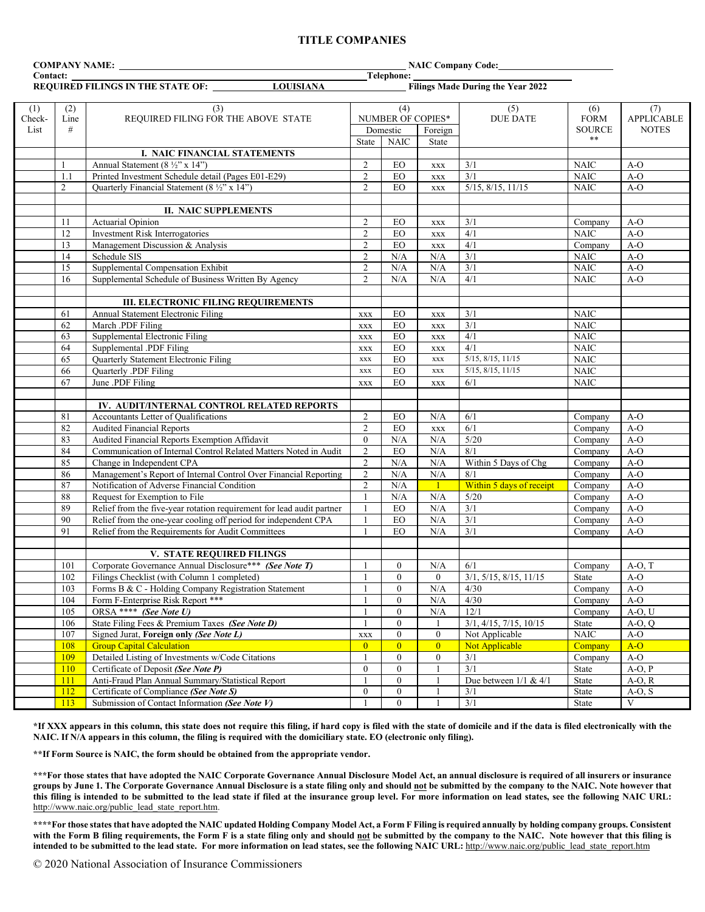## TITLE COMPANIES

**COMPANY NAME:** ______________________ **NAIC Company Code:** ______________________

**Contact:** ______________________ **Telephone:** ______________________

**REQUIRED FILINGS IN THE STATE OF:** LOUISIANA **Filings Made During the Year 2022**

| (1) Check-List | (2) Line # | (3) REQUIRED FILING FOR THE ABOVE STATE | (4) NUMBER OF COPIES* Domestic State | NAIC | Foreign State | (5) DUE DATE | (6) FORM SOURCE ** | (7) APPLICABLE NOTES |
|---|---|---|---|---|---|---|---|---|
| | | **I. NAIC FINANCIAL STATEMENTS** | | | | | | |
| | 1 | Annual Statement (8 ½" x 14") | 2 | EO | xxx | 3/1 | NAIC | A-O |
| | 1.1 | Printed Investment Schedule detail (Pages E01-E29) | 2 | EO | xxx | 3/1 | NAIC | A-O |
| | 2 | Quarterly Financial Statement (8 ½" x 14") | 2 | EO | xxx | 5/15, 8/15, 11/15 | NAIC | A-O |
| | | | | | | | | |
| | | **II. NAIC SUPPLEMENTS** | | | | | | |
| | 11 | Actuarial Opinion | 2 | EO | xxx | 3/1 | Company | A-O |
| | 12 | Investment Risk Interrogatories | 2 | EO | xxx | 4/1 | NAIC | A-O |
| | 13 | Management Discussion & Analysis | 2 | EO | xxx | 4/1 | Company | A-O |
| | 14 | Schedule SIS | 2 | N/A | N/A | 3/1 | NAIC | A-O |
| | 15 | Supplemental Compensation Exhibit | 2 | N/A | N/A | 3/1 | NAIC | A-O |
| | 16 | Supplemental Schedule of Business Written By Agency | 2 | N/A | N/A | 4/1 | NAIC | A-O |
| | | | | | | | | |
| | | **III. ELECTRONIC FILING REQUIREMENTS** | | | | | | |
| | 61 | Annual Statement Electronic Filing | xxx | EO | xxx | 3/1 | NAIC | |
| | 62 | March .PDF Filing | xxx | EO | xxx | 3/1 | NAIC | |
| | 63 | Supplemental Electronic Filing | xxx | EO | xxx | 4/1 | NAIC | |
| | 64 | Supplemental .PDF Filing | xxx | EO | xxx | 4/1 | NAIC | |
| | 65 | Quarterly Statement Electronic Filing | xxx | EO | xxx | 5/15, 8/15, 11/15 | NAIC | |
| | 66 | Quarterly .PDF Filing | xxx | EO | xxx | 5/15, 8/15, 11/15 | NAIC | |
| | 67 | June .PDF Filing | xxx | EO | xxx | 6/1 | NAIC | |
| | | | | | | | | |
| | | **IV. AUDIT/INTERNAL CONTROL RELATED REPORTS** | | | | | | |
| | 81 | Accountants Letter of Qualifications | 2 | EO | N/A | 6/1 | Company | A-O |
| | 82 | Audited Financial Reports | 2 | EO | xxx | 6/1 | Company | A-O |
| | 83 | Audited Financial Reports Exemption Affidavit | 0 | N/A | N/A | 5/20 | Company | A-O |
| | 84 | Communication of Internal Control Related Matters Noted in Audit | 2 | EO | N/A | 8/1 | Company | A-O |
| | 85 | Change in Independent CPA | 2 | N/A | N/A | Within 5 Days of Chg | Company | A-O |
| | 86 | Management's Report of Internal Control Over Financial Reporting | 2 | N/A | N/A | 8/1 | Company | A-O |
| | 87 | Notification of Adverse Financial Condition | 2 | N/A | 1 | Within 5 days of receipt | Company | A-O |
| | 88 | Request for Exemption to File | 1 | N/A | N/A | 5/20 | Company | A-O |
| | 89 | Relief from the five-year rotation requirement for lead audit partner | 1 | EO | N/A | 3/1 | Company | A-O |
| | 90 | Relief from the one-year cooling off period for independent CPA | 1 | EO | N/A | 3/1 | Company | A-O |
| | 91 | Relief from the Requirements for Audit Committees | 1 | EO | N/A | 3/1 | Company | A-O |
| | | | | | | | | |
| | | **V. STATE REQUIRED FILINGS** | | | | | | |
| | 101 | Corporate Governance Annual Disclosure*** ***(See Note T)*** | 1 | 0 | N/A | 6/1 | Company | A-O, T |
| | 102 | Filings Checklist (with Column 1 completed) | 1 | 0 | 0 | 3/1, 5/15, 8/15, 11/15 | State | A-O |
| | 103 | Forms B & C - Holding Company Registration Statement | 1 | 0 | N/A | 4/30 | Company | A-O |
| | 104 | Form F-Enterprise Risk Report *** | 1 | 0 | N/A | 4/30 | Company | A-O |
| | 105 | ORSA **** ***(See Note U)*** | 1 | 0 | N/A | 12/1 | Company | A-O, U |
| | 106 | State Filing Fees & Premium Taxes ***(See Note D)*** | 1 | 0 | 1 | 3/1, 4/15, 7/15, 10/15 | State | A-O, Q |
| | 107 | Signed Jurat, **Foreign only** ***(See Note L)*** | xxx | 0 | 0 | Not Applicable | NAIC | A-O |
| | 108 | Group Capital Calculation | 0 | 0 | 0 | Not Applicable | Company | A-O |
| | 109 | Detailed Listing of Investments w/Code Citations | 1 | 0 | 0 | 3/1 | Company | A-O |
| | 110 | Certificate of Deposit ***(See Note P)*** | 0 | 0 | 1 | 3/1 | State | A-O, P |
| | 111 | Anti-Fraud Plan Annual Summary/Statistical Report | 1 | 0 | 1 | Due between 1/1 & 4/1 | State | A-O, R |
| | 112 | Certificate of Compliance ***(See Note S)*** | 0 | 0 | 1 | 3/1 | State | A-O, S |
| | 113 | Submission of Contact Information ***(See Note V)*** | 1 | 0 | 1 | 3/1 | State | V |

**\*If XXX appears in this column, this state does not require this filing, if hard copy is filed with the state of domicile and if the data is filed electronically with the NAIC. If N/A appears in this column, the filing is required with the domiciliary state. EO (electronic only filing).**

**\*\*If Form Source is NAIC, the form should be obtained from the appropriate vendor.**

**\*\*\*For those states that have adopted the NAIC Corporate Governance Annual Disclosure Model Act, an annual disclosure is required of all insurers or insurance groups by June 1. The Corporate Governance Annual Disclosure is a state filing only and should not be submitted by the company to the NAIC. Note however that this filing is intended to be submitted to the lead state if filed at the insurance group level. For more information on lead states, see the following NAIC URL:** http://www.naic.org/public_lead_state_report.htm.

**\*\*\*\*For those states that have adopted the NAIC updated Holding Company Model Act, a Form F Filing is required annually by holding company groups. Consistent with the Form B filing requirements, the Form F is a state filing only and should not be submitted by the company to the NAIC. Note however that this filing is intended to be submitted to the lead state. For more information on lead states, see the following NAIC URL:** http://www.naic.org/public_lead_state_report.htm

© 2020 National Association of Insurance Commissioners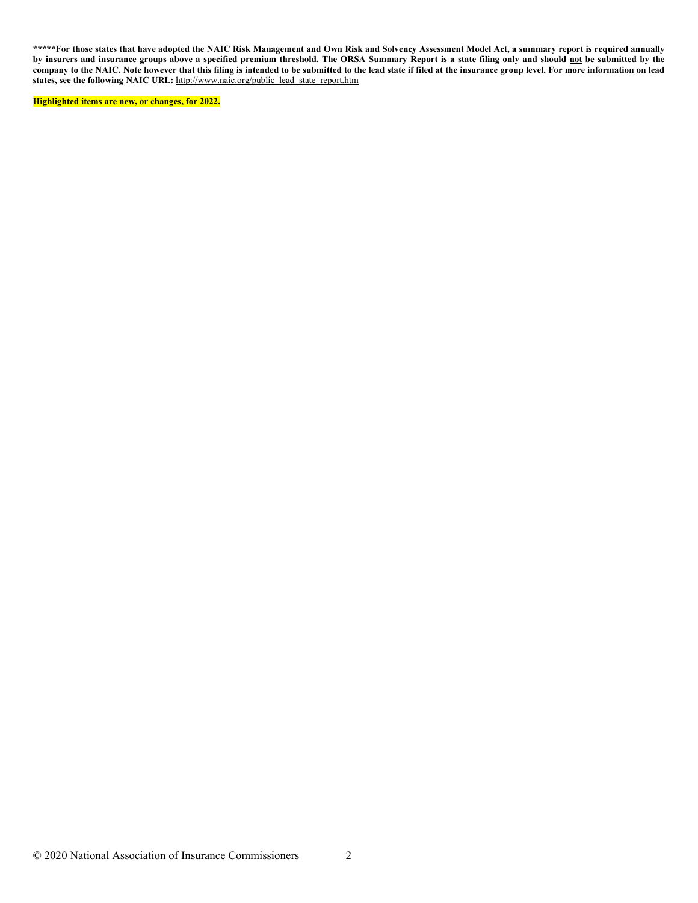**\*\*\*\*\*For those states that have adopted the NAIC Risk Management and Own Risk and Solvency Assessment Model Act, a summary report is required annually by insurers and insurance groups above a specified premium threshold. The ORSA Summary Report is a state filing only and should <u>not</u> be submitted by the company to the NAIC. Note however that this filing is intended to be submitted to the lead state if filed at the insurance group level. For more information on lead states, see the following NAIC URL:** http://www.naic.org/public_lead_state_report.htm

**Highlighted items are new, or changes, for 2022.**

© 2020 National Association of Insurance Commissioners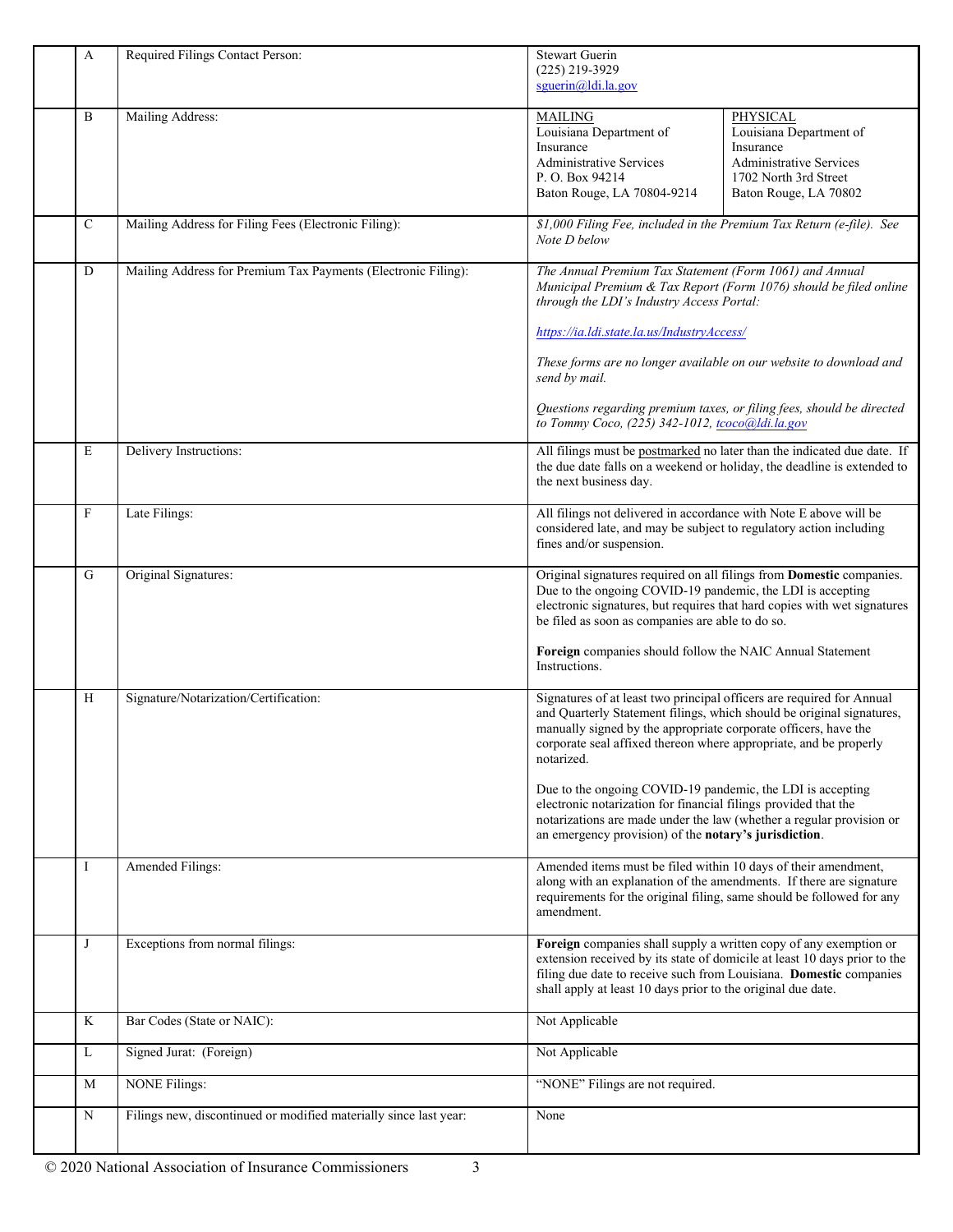| | | | |
|---|---|---|---|
| A | Required Filings Contact Person: | Stewart Guerin<br>(225) 219-3929<br>sguerin@ldi.la.gov | |
| B | Mailing Address: | MAILING<br>Louisiana Department of Insurance<br>Administrative Services<br>P. O. Box 94214<br>Baton Rouge, LA 70804-9214 | PHYSICAL<br>Louisiana Department of Insurance<br>Administrative Services<br>1702 North 3rd Street<br>Baton Rouge, LA 70802 |
| C | Mailing Address for Filing Fees (Electronic Filing): | *$1,000 Filing Fee, included in the Premium Tax Return (e-file). See Note D below* | |
| D | Mailing Address for Premium Tax Payments (Electronic Filing): | *The Annual Premium Tax Statement (Form 1061) and Annual Municipal Premium & Tax Report (Form 1076) should be filed online through the LDI's Industry Access Portal:*<br><br>*https://ia.ldi.state.la.us/IndustryAccess/*<br><br>*These forms are no longer available on our website to download and send by mail.*<br><br>*Questions regarding premium taxes, or filing fees, should be directed to Tommy Coco, (225) 342-1012, tcoco@ldi.la.gov* | |
| E | Delivery Instructions: | All filings must be postmarked no later than the indicated due date. If the due date falls on a weekend or holiday, the deadline is extended to the next business day. | |
| F | Late Filings: | All filings not delivered in accordance with Note E above will be considered late, and may be subject to regulatory action including fines and/or suspension. | |
| G | Original Signatures: | Original signatures required on all filings from **Domestic** companies. Due to the ongoing COVID-19 pandemic, the LDI is accepting electronic signatures, but requires that hard copies with wet signatures be filed as soon as companies are able to do so.<br><br>**Foreign** companies should follow the NAIC Annual Statement Instructions. | |
| H | Signature/Notarization/Certification: | Signatures of at least two principal officers are required for Annual and Quarterly Statement filings, which should be original signatures, manually signed by the appropriate corporate officers, have the corporate seal affixed thereon where appropriate, and be properly notarized.<br><br>Due to the ongoing COVID-19 pandemic, the LDI is accepting electronic notarization for financial filings provided that the notarizations are made under the law (whether a regular provision or an emergency provision) of the **notary's jurisdiction**. | |
| I | Amended Filings: | Amended items must be filed within 10 days of their amendment, along with an explanation of the amendments. If there are signature requirements for the original filing, same should be followed for any amendment. | |
| J | Exceptions from normal filings: | **Foreign** companies shall supply a written copy of any exemption or extension received by its state of domicile at least 10 days prior to the filing due date to receive such from Louisiana. **Domestic** companies shall apply at least 10 days prior to the original due date. | |
| K | Bar Codes (State or NAIC): | Not Applicable | |
| L | Signed Jurat: (Foreign) | Not Applicable | |
| M | NONE Filings: | "NONE" Filings are not required. | |
| N | Filings new, discontinued or modified materially since last year: | None | |

© 2020 National Association of Insurance Commissioners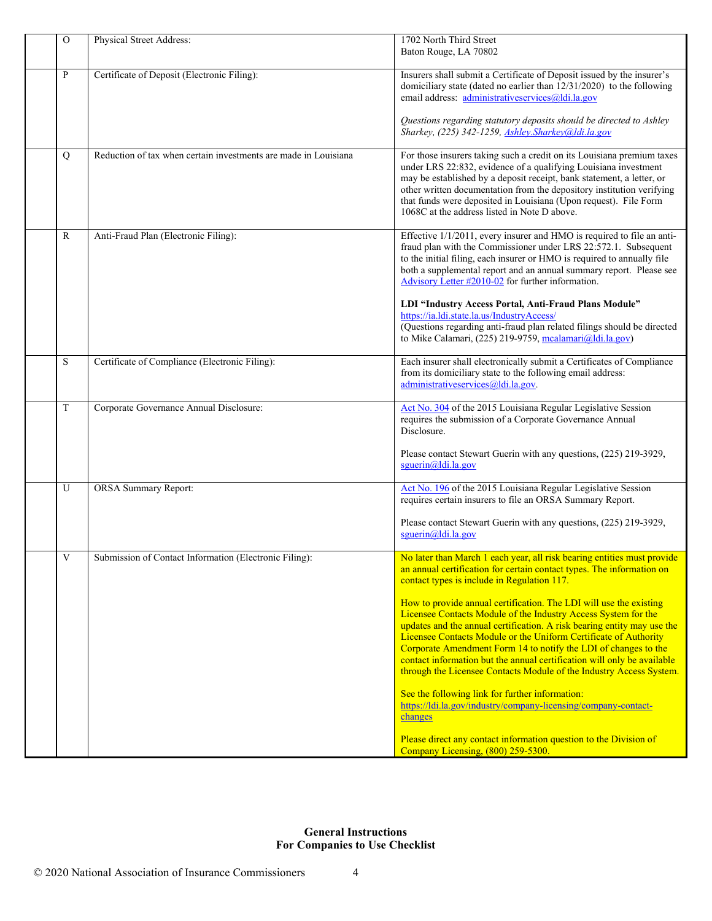| | | | |
|---|---|---|---|
| | O | Physical Street Address: | 1702 North Third Street<br>Baton Rouge, LA 70802 |
| | P | Certificate of Deposit (Electronic Filing): | Insurers shall submit a Certificate of Deposit issued by the insurer's domiciliary state (dated no earlier than 12/31/2020) to the following email address: administrativeservices@ldi.la.gov<br><br>*Questions regarding statutory deposits should be directed to Ashley Sharkey, (225) 342-1259, Ashley.Sharkey@ldi.la.gov* |
| | Q | Reduction of tax when certain investments are made in Louisiana | For those insurers taking such a credit on its Louisiana premium taxes under LRS 22:832, evidence of a qualifying Louisiana investment may be established by a deposit receipt, bank statement, a letter, or other written documentation from the depository institution verifying that funds were deposited in Louisiana (Upon request). File Form 1068C at the address listed in Note D above. |
| | R | Anti-Fraud Plan (Electronic Filing): | Effective 1/1/2011, every insurer and HMO is required to file an anti-fraud plan with the Commissioner under LRS 22:572.1. Subsequent to the initial filing, each insurer or HMO is required to annually file both a supplemental report and an annual summary report. Please see Advisory Letter #2010-02 for further information.<br><br>**LDI "Industry Access Portal, Anti-Fraud Plans Module"**<br>https://ia.ldi.state.la.us/IndustryAccess/<br>(Questions regarding anti-fraud plan related filings should be directed to Mike Calamari, (225) 219-9759, mcalamari@ldi.la.gov) |
| | S | Certificate of Compliance (Electronic Filing): | Each insurer shall electronically submit a Certificates of Compliance from its domiciliary state to the following email address: administrativeservices@ldi.la.gov. |
| | T | Corporate Governance Annual Disclosure: | Act No. 304 of the 2015 Louisiana Regular Legislative Session requires the submission of a Corporate Governance Annual Disclosure.<br><br>Please contact Stewart Guerin with any questions, (225) 219-3929, sguerin@ldi.la.gov |
| | U | ORSA Summary Report: | Act No. 196 of the 2015 Louisiana Regular Legislative Session requires certain insurers to file an ORSA Summary Report.<br><br>Please contact Stewart Guerin with any questions, (225) 219-3929, sguerin@ldi.la.gov |
| | V | Submission of Contact Information (Electronic Filing): | No later than March 1 each year, all risk bearing entities must provide an annual certification for certain contact types. The information on contact types is include in Regulation 117.<br><br>How to provide annual certification. The LDI will use the existing Licensee Contacts Module of the Industry Access System for the updates and the annual certification. A risk bearing entity may use the Licensee Contacts Module or the Uniform Certificate of Authority Corporate Amendment Form 14 to notify the LDI of changes to the contact information but the annual certification will only be available through the Licensee Contacts Module of the Industry Access System.<br><br>See the following link for further information:<br>https://ldi.la.gov/industry/company-licensing/company-contact-changes<br><br>Please direct any contact information question to the Division of Company Licensing, (800) 259-5300. |

**General Instructions**
**For Companies to Use Checklist**

© 2020 National Association of Insurance Commissioners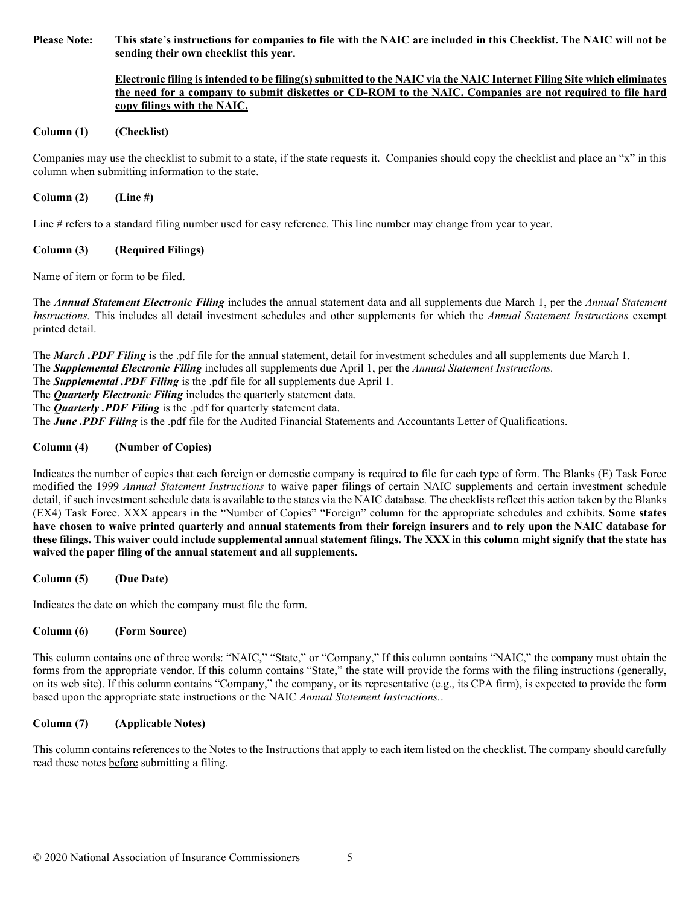**Please Note: This state's instructions for companies to file with the NAIC are included in this Checklist. The NAIC will not be sending their own checklist this year.**

**Electronic filing is intended to be filing(s) submitted to the NAIC via the NAIC Internet Filing Site which eliminates the need for a company to submit diskettes or CD-ROM to the NAIC. Companies are not required to file hard copy filings with the NAIC.**

**Column (1) (Checklist)**

Companies may use the checklist to submit to a state, if the state requests it. Companies should copy the checklist and place an "x" in this column when submitting information to the state.

**Column (2) (Line #)**

Line # refers to a standard filing number used for easy reference. This line number may change from year to year.

**Column (3) (Required Filings)**

Name of item or form to be filed.

The ***Annual Statement Electronic Filing*** includes the annual statement data and all supplements due March 1, per the *Annual Statement Instructions.* This includes all detail investment schedules and other supplements for which the *Annual Statement Instructions* exempt printed detail.

The ***March .PDF Filing*** is the .pdf file for the annual statement, detail for investment schedules and all supplements due March 1.
The ***Supplemental Electronic Filing*** includes all supplements due April 1, per the *Annual Statement Instructions.*
The ***Supplemental .PDF Filing*** is the .pdf file for all supplements due April 1.
The ***Quarterly Electronic Filing*** includes the quarterly statement data.
The ***Quarterly .PDF Filing*** is the .pdf for quarterly statement data.
The ***June .PDF Filing*** is the .pdf file for the Audited Financial Statements and Accountants Letter of Qualifications.

**Column (4) (Number of Copies)**

Indicates the number of copies that each foreign or domestic company is required to file for each type of form. The Blanks (E) Task Force modified the 1999 *Annual Statement Instructions* to waive paper filings of certain NAIC supplements and certain investment schedule detail, if such investment schedule data is available to the states via the NAIC database. The checklists reflect this action taken by the Blanks (EX4) Task Force. XXX appears in the "Number of Copies" "Foreign" column for the appropriate schedules and exhibits. **Some states have chosen to waive printed quarterly and annual statements from their foreign insurers and to rely upon the NAIC database for these filings. This waiver could include supplemental annual statement filings. The XXX in this column might signify that the state has waived the paper filing of the annual statement and all supplements.**

**Column (5) (Due Date)**

Indicates the date on which the company must file the form.

**Column (6) (Form Source)**

This column contains one of three words: "NAIC," "State," or "Company," If this column contains "NAIC," the company must obtain the forms from the appropriate vendor. If this column contains "State," the state will provide the forms with the filing instructions (generally, on its web site). If this column contains "Company," the company, or its representative (e.g., its CPA firm), is expected to provide the form based upon the appropriate state instructions or the NAIC *Annual Statement Instructions.*.

**Column (7) (Applicable Notes)**

This column contains references to the Notes to the Instructions that apply to each item listed on the checklist. The company should carefully read these notes before submitting a filing.

© 2020 National Association of Insurance Commissioners